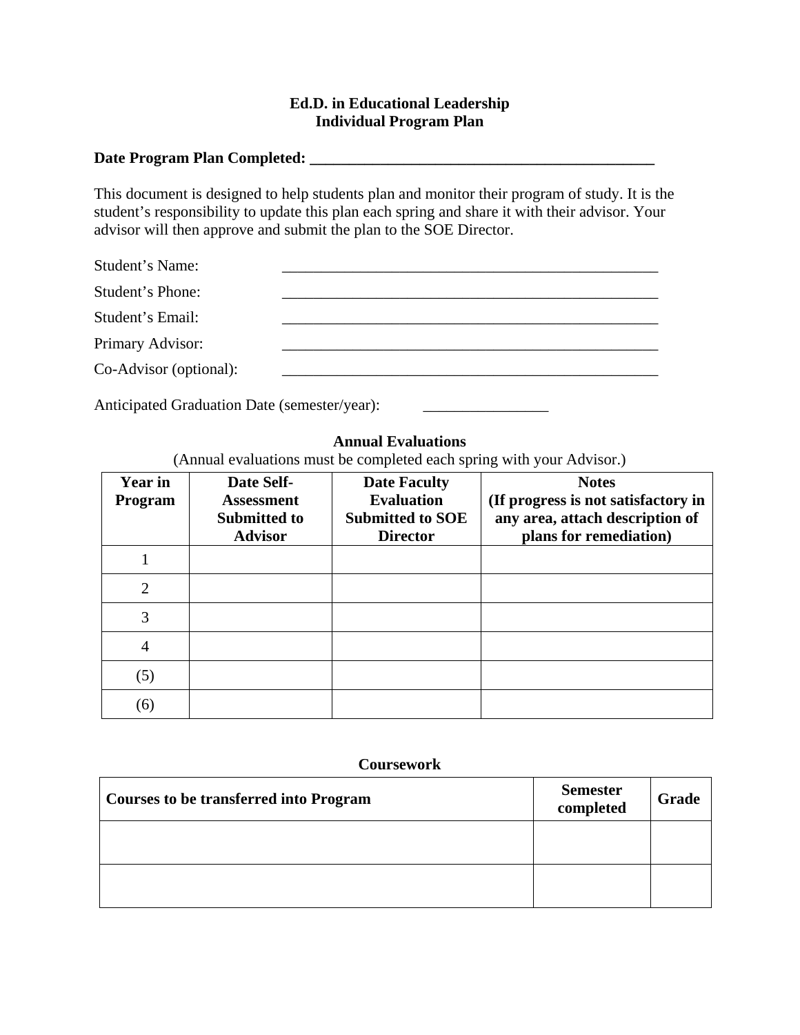# Ed.D. in Educational Leadership
## Individual Program Plan

**Date Program Plan Completed: _____________________________________________**

This document is designed to help students plan and monitor their program of study. It is the student's responsibility to update this plan each spring and share it with their advisor. Your advisor will then approve and submit the plan to the SOE Director.

Student's Name: __________________________________________________

Student's Phone: __________________________________________________

Student's Email: __________________________________________________

Primary Advisor: __________________________________________________

Co-Advisor (optional): __________________________________________________

Anticipated Graduation Date (semester/year): ________________

**Annual Evaluations**

(Annual evaluations must be completed each spring with your Advisor.)

| Year in Program | Date Self-Assessment Submitted to Advisor | Date Faculty Evaluation Submitted to SOE Director | Notes (If progress is not satisfactory in any area, attach description of plans for remediation) |
|---|---|---|---|
| 1 | | | |
| 2 | | | |
| 3 | | | |
| 4 | | | |
| (5) | | | |
| (6) | | | |

**Coursework**

| Courses to be transferred into Program | Semester completed | Grade |
|---|---|---|
| | | |
| | | |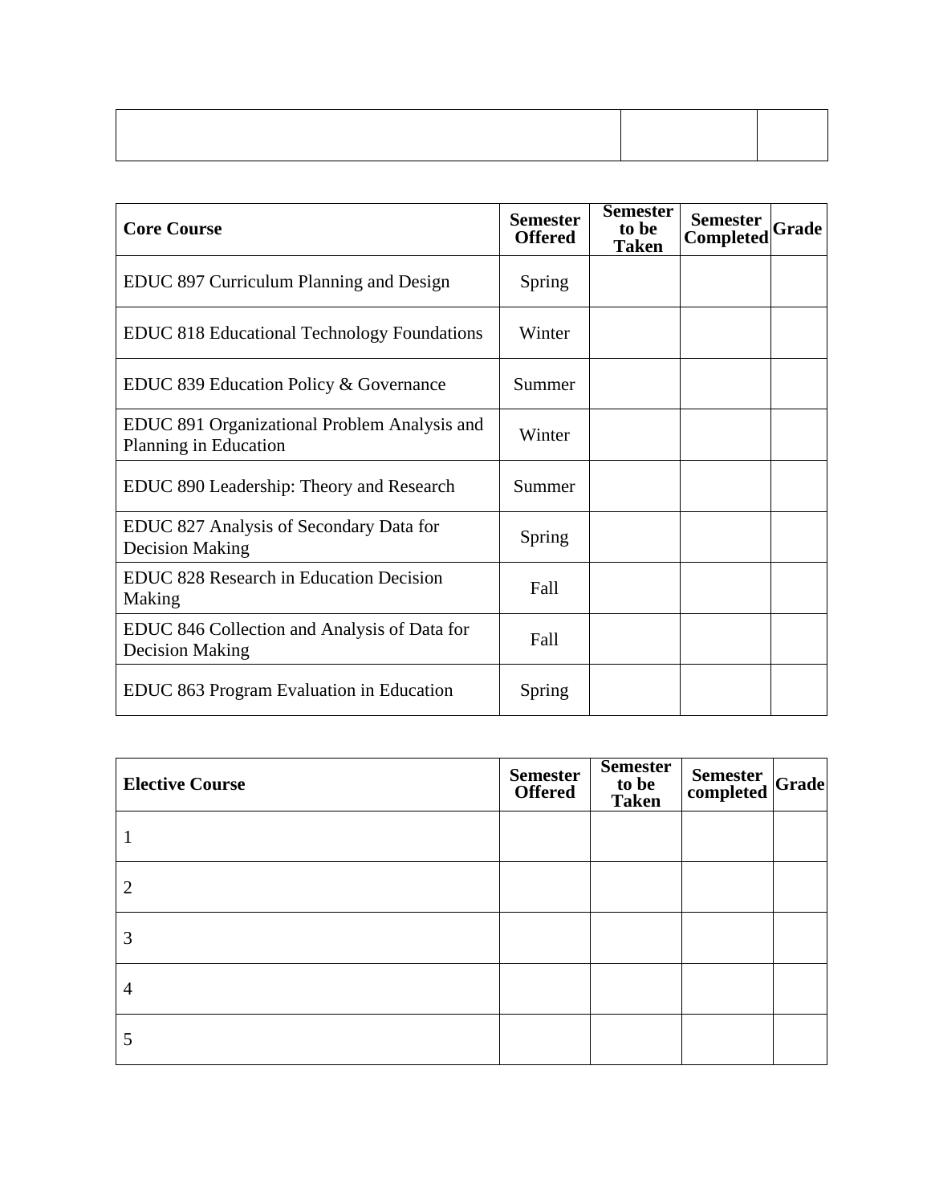| | | |
|---|---|---|
| | | |

| Core Course | Semester Offered | Semester to be Taken | Semester Completed | Grade |
|---|---|---|---|---|
| EDUC 897 Curriculum Planning and Design | Spring | | | |
| EDUC 818 Educational Technology Foundations | Winter | | | |
| EDUC 839 Education Policy & Governance | Summer | | | |
| EDUC 891 Organizational Problem Analysis and Planning in Education | Winter | | | |
| EDUC 890 Leadership: Theory and Research | Summer | | | |
| EDUC 827 Analysis of Secondary Data for Decision Making | Spring | | | |
| EDUC 828 Research in Education Decision Making | Fall | | | |
| EDUC 846 Collection and Analysis of Data for Decision Making | Fall | | | |
| EDUC 863 Program Evaluation in Education | Spring | | | |

| Elective Course | Semester Offered | Semester to be Taken | Semester completed | Grade |
|---|---|---|---|---|
| 1 | | | | |
| 2 | | | | |
| 3 | | | | |
| 4 | | | | |
| 5 | | | | |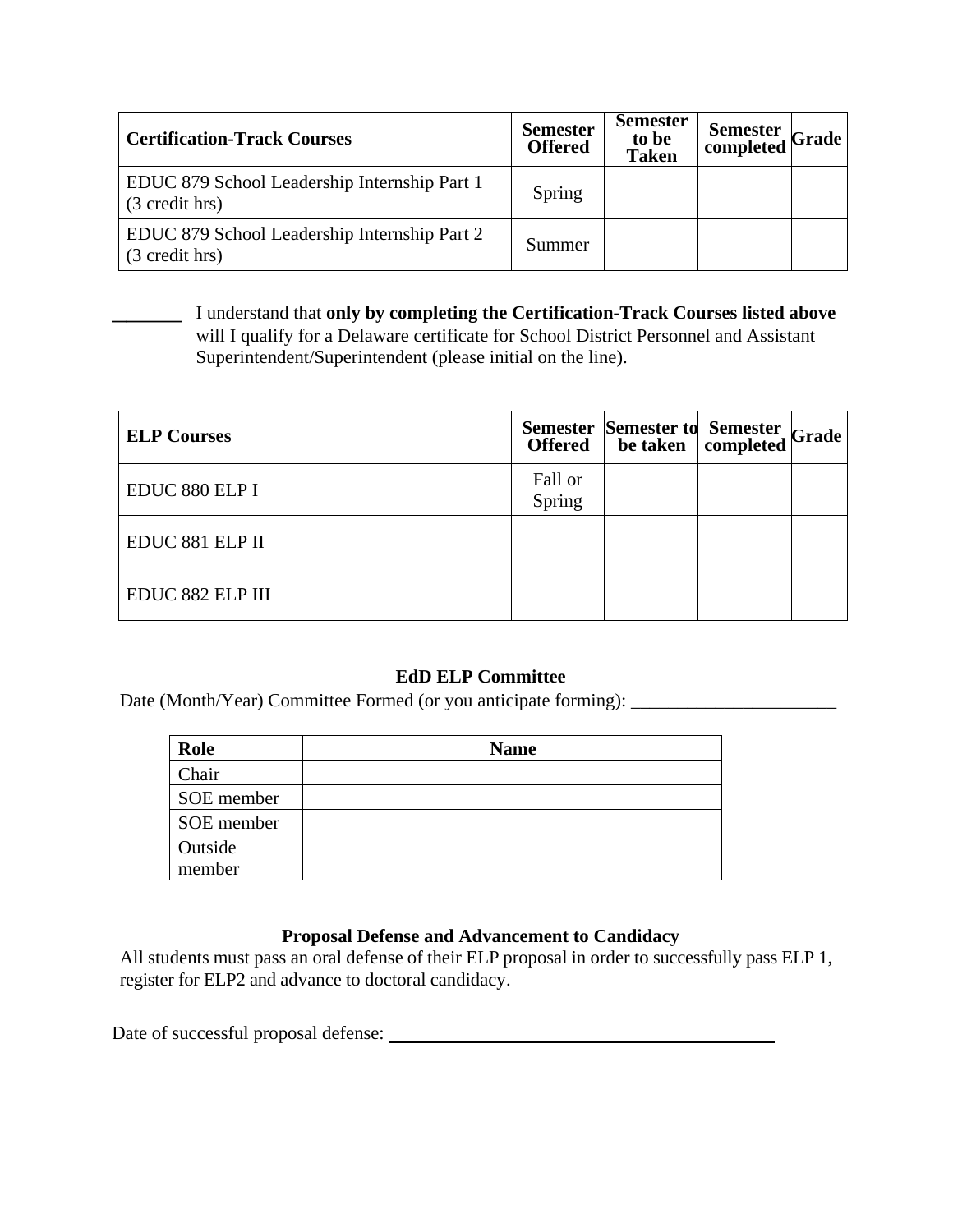| **Certification-Track Courses** | **Semester Offered** | **Semester to be Taken** | **Semester completed** | **Grade** |
|---|---|---|---|---|
| EDUC 879 School Leadership Internship Part 1 (3 credit hrs) | Spring | | | |
| EDUC 879 School Leadership Internship Part 2 (3 credit hrs) | Summer | | | |

________ I understand that **only by completing the Certification-Track Courses listed above** will I qualify for a Delaware certificate for School District Personnel and Assistant Superintendent/Superintendent (please initial on the line).

| **ELP Courses** | **Semester Offered** | **Semester to be taken** | **Semester completed** | **Grade** |
|---|---|---|---|---|
| EDUC 880 ELP I | Fall or Spring | | | |
| EDUC 881 ELP II | | | | |
| EDUC 882 ELP III | | | | |

## EdD ELP Committee

Date (Month/Year) Committee Formed (or you anticipate forming): ______________________

| **Role** | **Name** |
|---|---|
| Chair | |
| SOE member | |
| SOE member | |
| Outside member | |

## Proposal Defense and Advancement to Candidacy

All students must pass an oral defense of their ELP proposal in order to successfully pass ELP 1, register for ELP2 and advance to doctoral candidacy.

Date of successful proposal defense: ____________________________________________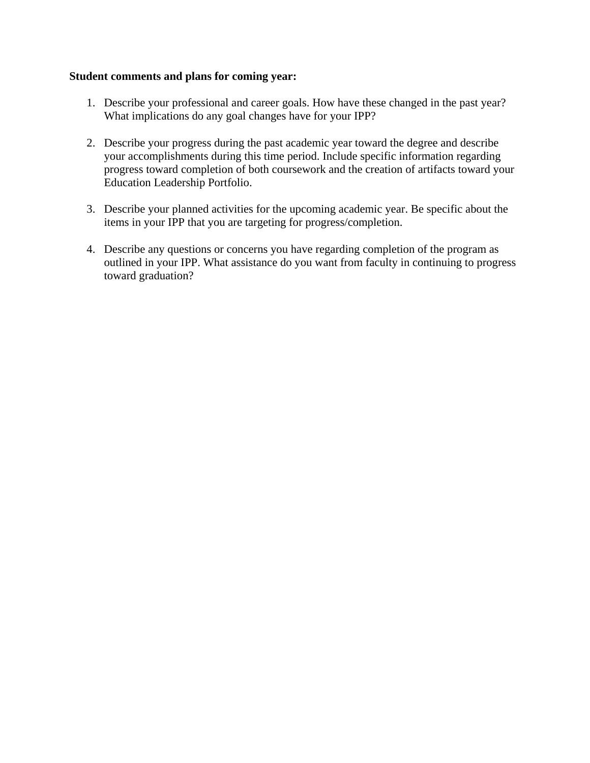**Student comments and plans for coming year:**

1. Describe your professional and career goals. How have these changed in the past year? What implications do any goal changes have for your IPP?

2. Describe your progress during the past academic year toward the degree and describe your accomplishments during this time period. Include specific information regarding progress toward completion of both coursework and the creation of artifacts toward your Education Leadership Portfolio.

3. Describe your planned activities for the upcoming academic year. Be specific about the items in your IPP that you are targeting for progress/completion.

4. Describe any questions or concerns you have regarding completion of the program as outlined in your IPP. What assistance do you want from faculty in continuing to progress toward graduation?